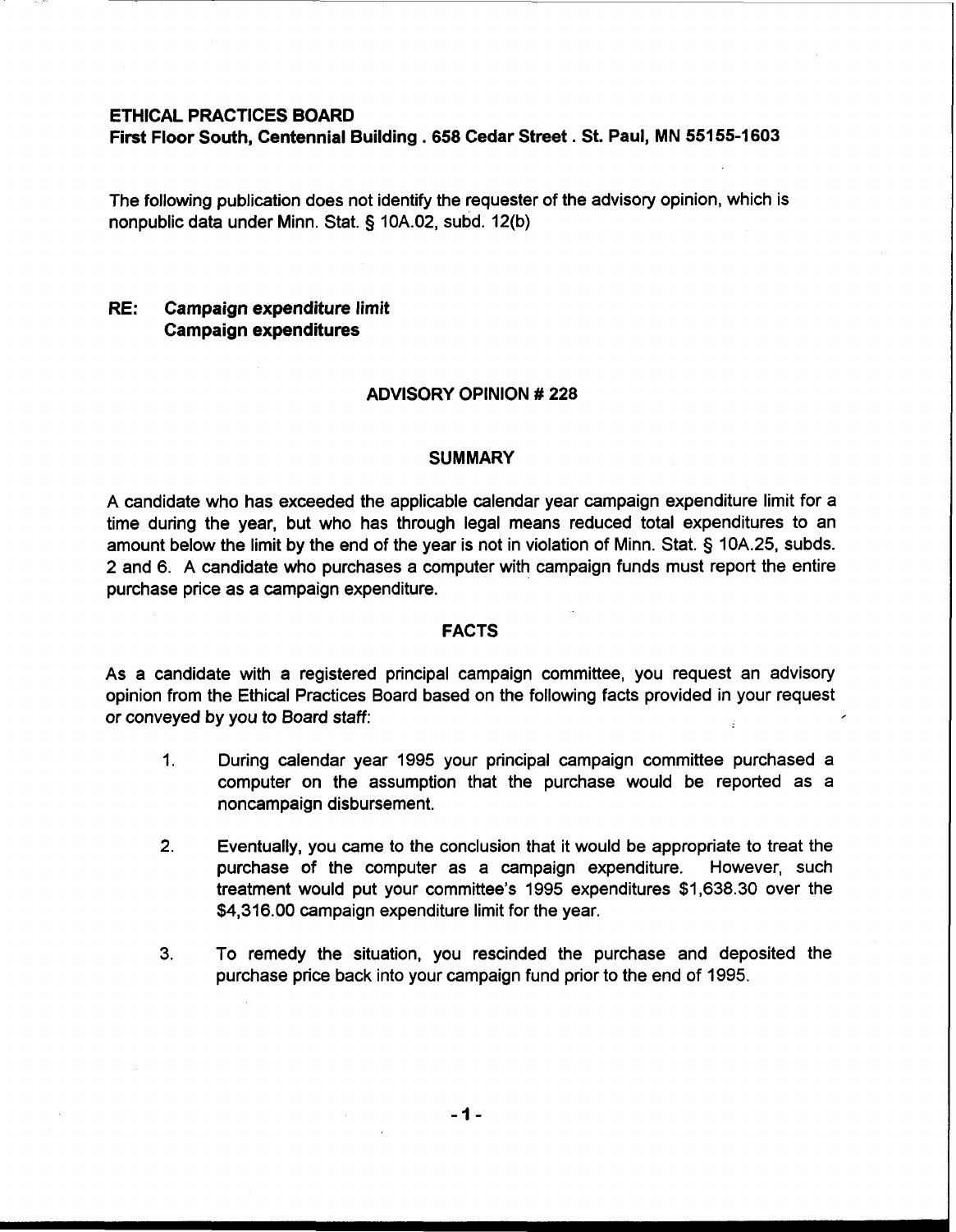**ETHICAL PRACTICES BOARD**
**First Floor South, Centennial Building . 658 Cedar Street . St. Paul, MN 55155-1603**

The following publication does not identify the requester of the advisory opinion, which is nonpublic data under Minn. Stat. § 10A.02, subd. 12(b)

**RE: Campaign expenditure limit**
**Campaign expenditures**

## ADVISORY OPINION # 228

### SUMMARY

A candidate who has exceeded the applicable calendar year campaign expenditure limit for a time during the year, but who has through legal means reduced total expenditures to an amount below the limit by the end of the year is not in violation of Minn. Stat. § 10A.25, subds. 2 and 6. A candidate who purchases a computer with campaign funds must report the entire purchase price as a campaign expenditure.

### FACTS

As a candidate with a registered principal campaign committee, you request an advisory opinion from the Ethical Practices Board based on the following facts provided in your request or conveyed by you to Board staff:

1. During calendar year 1995 your principal campaign committee purchased a computer on the assumption that the purchase would be reported as a noncampaign disbursement.

2. Eventually, you came to the conclusion that it would be appropriate to treat the purchase of the computer as a campaign expenditure. However, such treatment would put your committee's 1995 expenditures $1,638.30 over the $4,316.00 campaign expenditure limit for the year.

3. To remedy the situation, you rescinded the purchase and deposited the purchase price back into your campaign fund prior to the end of 1995.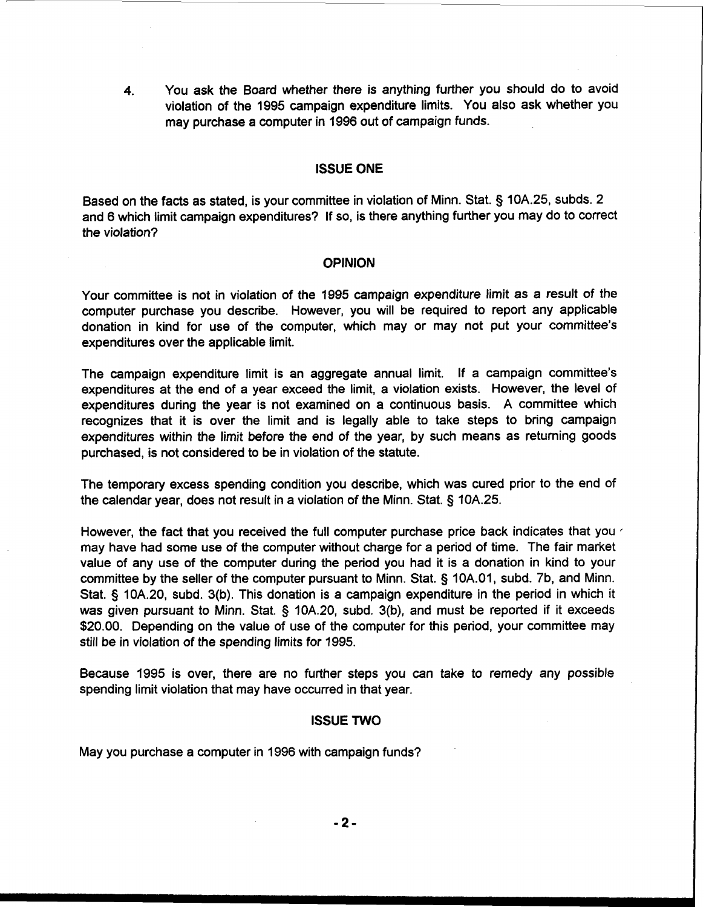4. You ask the Board whether there is anything further you should do to avoid violation of the 1995 campaign expenditure limits. You also ask whether you may purchase a computer in 1996 out of campaign funds.

## ISSUE ONE

Based on the facts as stated, is your committee in violation of Minn. Stat. § 10A.25, subds. 2 and 6 which limit campaign expenditures? If so, is there anything further you may do to correct the violation?

## OPINION

Your committee is not in violation of the 1995 campaign expenditure limit as a result of the computer purchase you describe. However, you will be required to report any applicable donation in kind for use of the computer, which may or may not put your committee's expenditures over the applicable limit.

The campaign expenditure limit is an aggregate annual limit. If a campaign committee's expenditures at the end of a year exceed the limit, a violation exists. However, the level of expenditures during the year is not examined on a continuous basis. A committee which recognizes that it is over the limit and is legally able to take steps to bring campaign expenditures within the limit before the end of the year, by such means as returning goods purchased, is not considered to be in violation of the statute.

The temporary excess spending condition you describe, which was cured prior to the end of the calendar year, does not result in a violation of the Minn. Stat. § 10A.25.

However, the fact that you received the full computer purchase price back indicates that you may have had some use of the computer without charge for a period of time. The fair market value of any use of the computer during the period you had it is a donation in kind to your committee by the seller of the computer pursuant to Minn. Stat. § 10A.01, subd. 7b, and Minn. Stat. § 10A.20, subd. 3(b). This donation is a campaign expenditure in the period in which it was given pursuant to Minn. Stat. § 10A.20, subd. 3(b), and must be reported if it exceeds \$20.00. Depending on the value of use of the computer for this period, your committee may still be in violation of the spending limits for 1995.

Because 1995 is over, there are no further steps you can take to remedy any possible spending limit violation that may have occurred in that year.

## ISSUE TWO

May you purchase a computer in 1996 with campaign funds?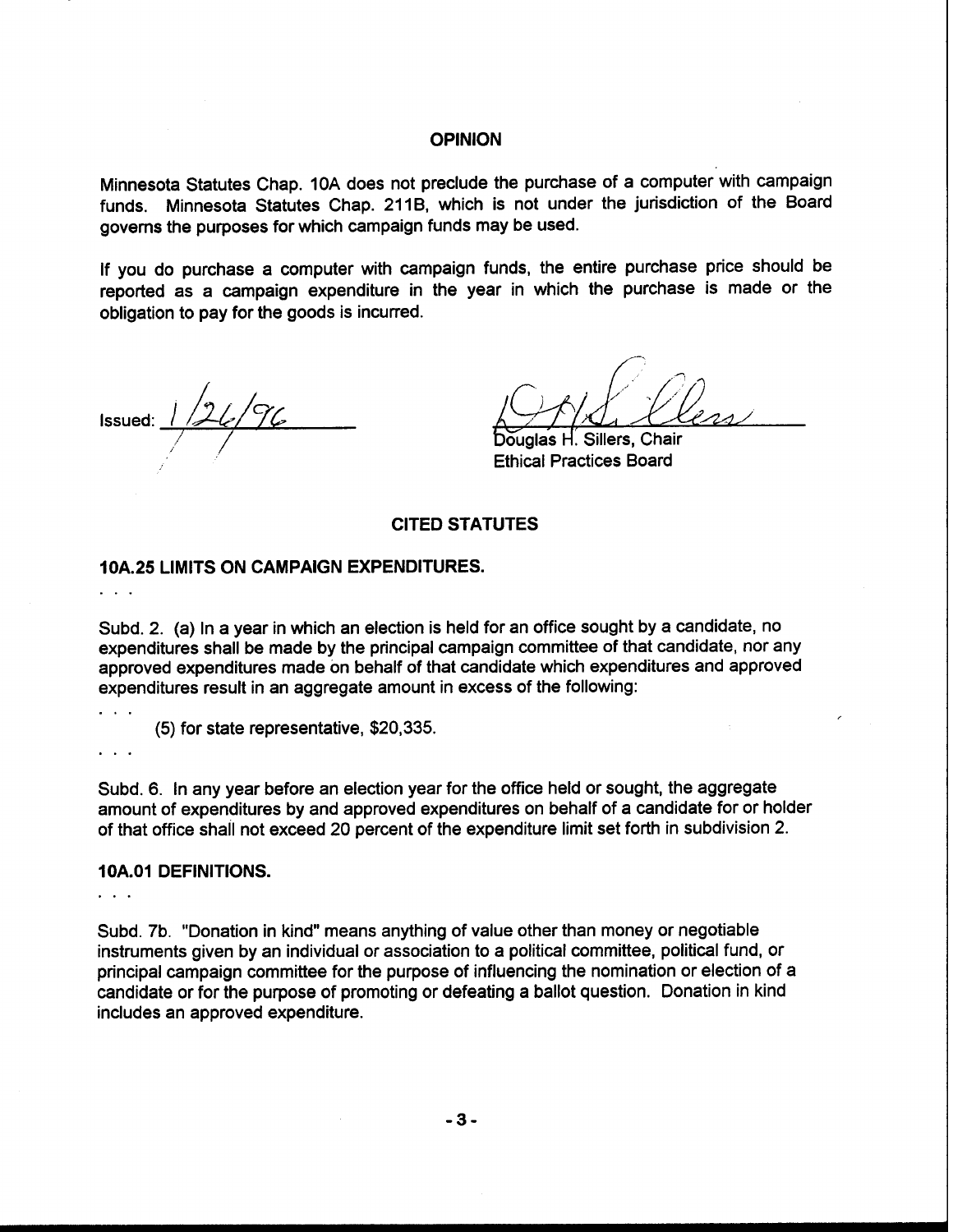## OPINION

Minnesota Statutes Chap. 10A does not preclude the purchase of a computer with campaign funds. Minnesota Statutes Chap. 211B, which is not under the jurisdiction of the Board governs the purposes for which campaign funds may be used.

If you do purchase a computer with campaign funds, the entire purchase price should be reported as a campaign expenditure in the year in which the purchase is made or the obligation to pay for the goods is incurred.

Issued: 1/26/96

Douglas H. Sillers, Chair
Ethical Practices Board

## CITED STATUTES

### 10A.25 LIMITS ON CAMPAIGN EXPENDITURES.

. . .

Subd. 2. (a) In a year in which an election is held for an office sought by a candidate, no expenditures shall be made by the principal campaign committee of that candidate, nor any approved expenditures made on behalf of that candidate which expenditures and approved expenditures result in an aggregate amount in excess of the following:

. . .

(5) for state representative, $20,335.

. . .

Subd. 6. In any year before an election year for the office held or sought, the aggregate amount of expenditures by and approved expenditures on behalf of a candidate for or holder of that office shall not exceed 20 percent of the expenditure limit set forth in subdivision 2.

### 10A.01 DEFINITIONS.

. . .

Subd. 7b. "Donation in kind" means anything of value other than money or negotiable instruments given by an individual or association to a political committee, political fund, or principal campaign committee for the purpose of influencing the nomination or election of a candidate or for the purpose of promoting or defeating a ballot question. Donation in kind includes an approved expenditure.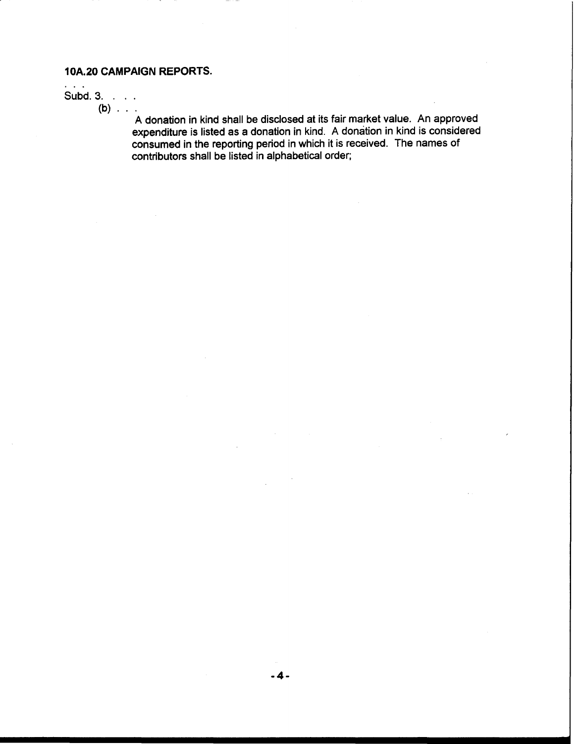**10A.20 CAMPAIGN REPORTS.**

. . .

Subd. 3. . . .

(b) . . .

A donation in kind shall be disclosed at its fair market value. An approved expenditure is listed as a donation in kind. A donation in kind is considered consumed in the reporting period in which it is received. The names of contributors shall be listed in alphabetical order;